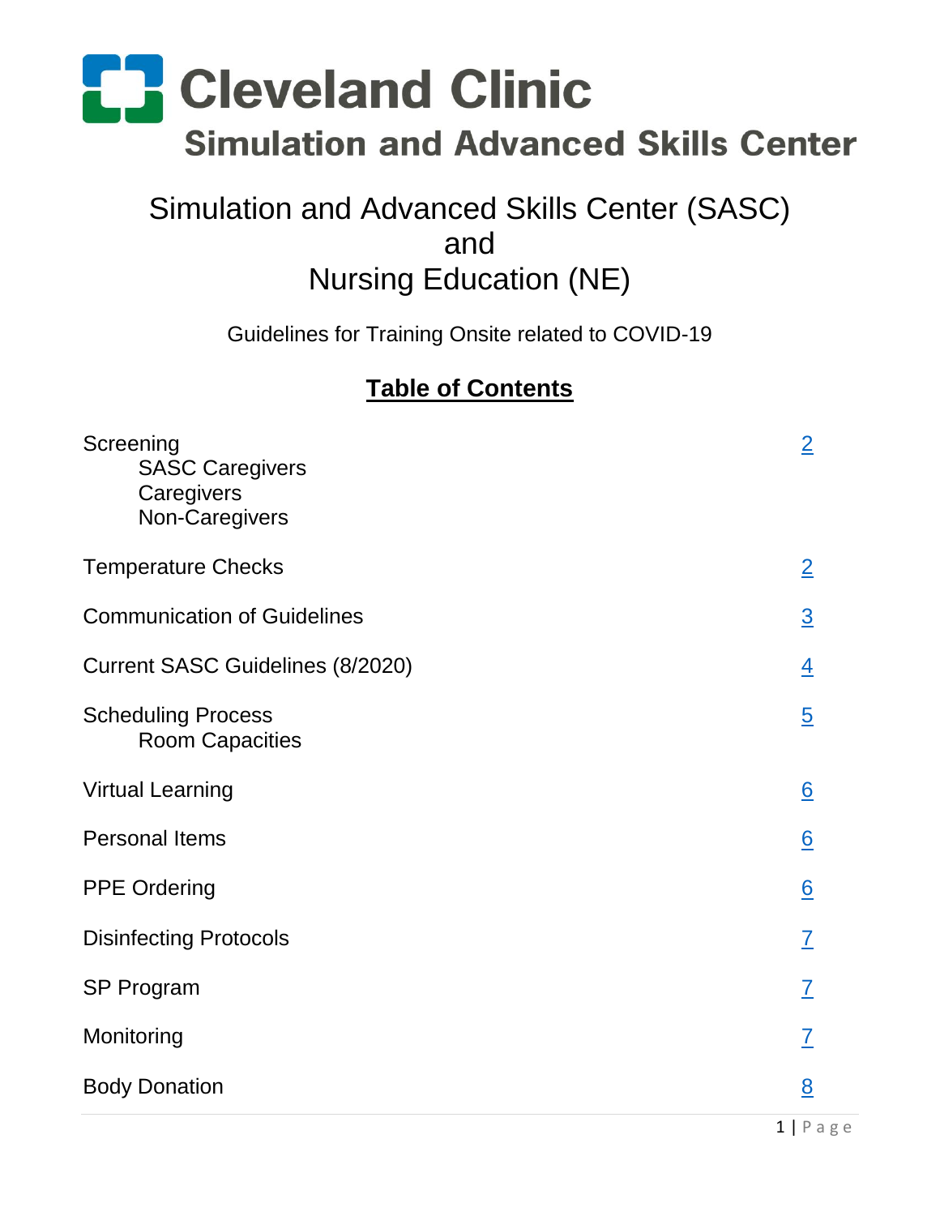# Cleveland Clinic

## Simulation and Advanced Skills Center

# Simulation and Advanced Skills Center (SASC) and Nursing Education (NE)

Guidelines for Training Onsite related to COVID-19

## Table of Contents

| Section | Page |
|---|---|
| Screening<br>SASC Caregivers<br>Caregivers<br>Non-Caregivers | 2 |
| Temperature Checks | 2 |
| Communication of Guidelines | 3 |
| Current SASC Guidelines (8/2020) | 4 |
| Scheduling Process<br>Room Capacities | 5 |
| Virtual Learning | 6 |
| Personal Items | 6 |
| PPE Ordering | 6 |
| Disinfecting Protocols | 7 |
| SP Program | 7 |
| Monitoring | 7 |
| Body Donation | 8 |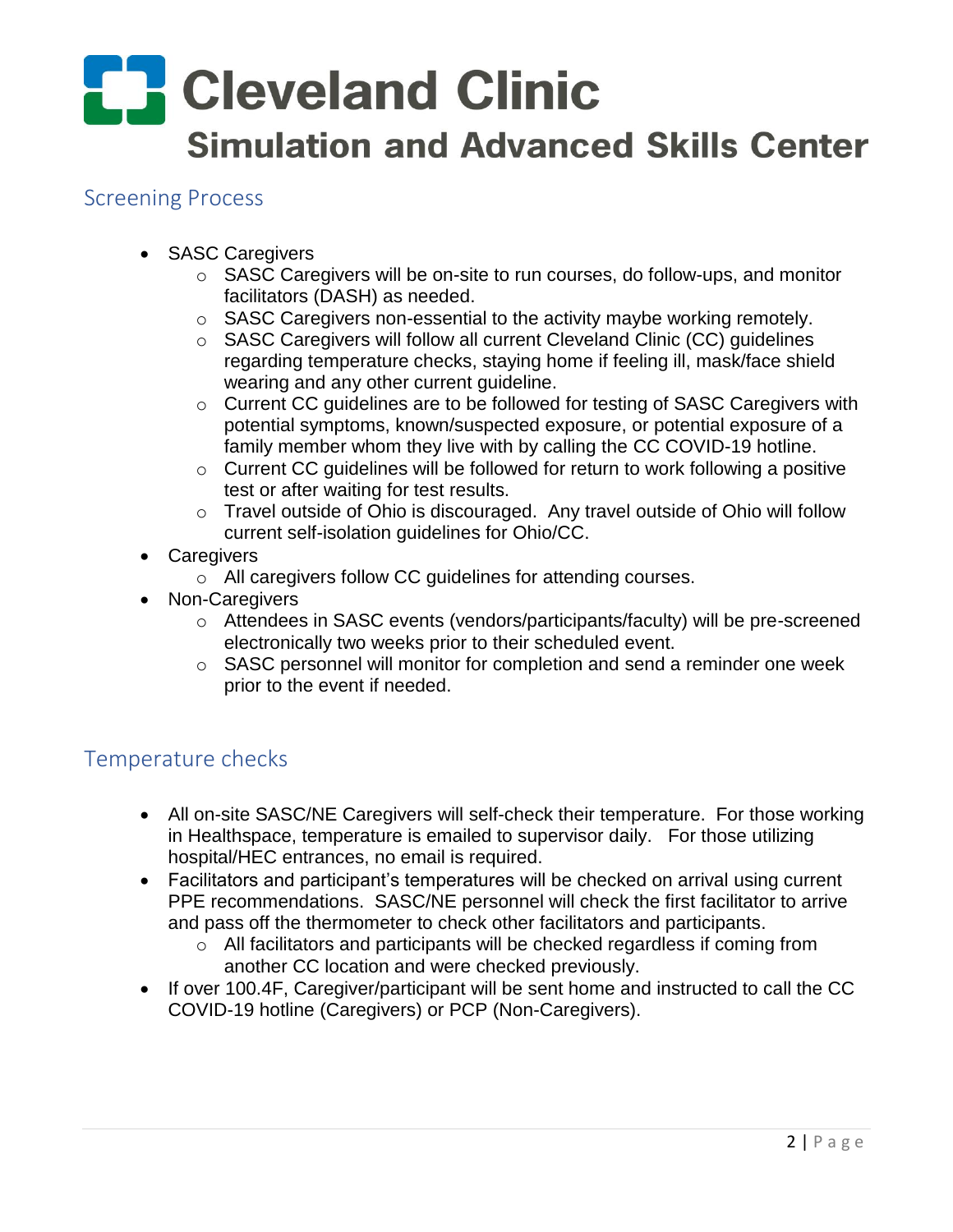# Cleveland Clinic
## Simulation and Advanced Skills Center

## Screening Process

- SASC Caregivers
  - SASC Caregivers will be on-site to run courses, do follow-ups, and monitor facilitators (DASH) as needed.
  - SASC Caregivers non-essential to the activity maybe working remotely.
  - SASC Caregivers will follow all current Cleveland Clinic (CC) guidelines regarding temperature checks, staying home if feeling ill, mask/face shield wearing and any other current guideline.
  - Current CC guidelines are to be followed for testing of SASC Caregivers with potential symptoms, known/suspected exposure, or potential exposure of a family member whom they live with by calling the CC COVID-19 hotline.
  - Current CC guidelines will be followed for return to work following a positive test or after waiting for test results.
  - Travel outside of Ohio is discouraged. Any travel outside of Ohio will follow current self-isolation guidelines for Ohio/CC.
- Caregivers
  - All caregivers follow CC guidelines for attending courses.
- Non-Caregivers
  - Attendees in SASC events (vendors/participants/faculty) will be pre-screened electronically two weeks prior to their scheduled event.
  - SASC personnel will monitor for completion and send a reminder one week prior to the event if needed.

## Temperature checks

- All on-site SASC/NE Caregivers will self-check their temperature. For those working in Healthspace, temperature is emailed to supervisor daily. For those utilizing hospital/HEC entrances, no email is required.
- Facilitators and participant's temperatures will be checked on arrival using current PPE recommendations. SASC/NE personnel will check the first facilitator to arrive and pass off the thermometer to check other facilitators and participants.
  - All facilitators and participants will be checked regardless if coming from another CC location and were checked previously.
- If over 100.4F, Caregiver/participant will be sent home and instructed to call the CC COVID-19 hotline (Caregivers) or PCP (Non-Caregivers).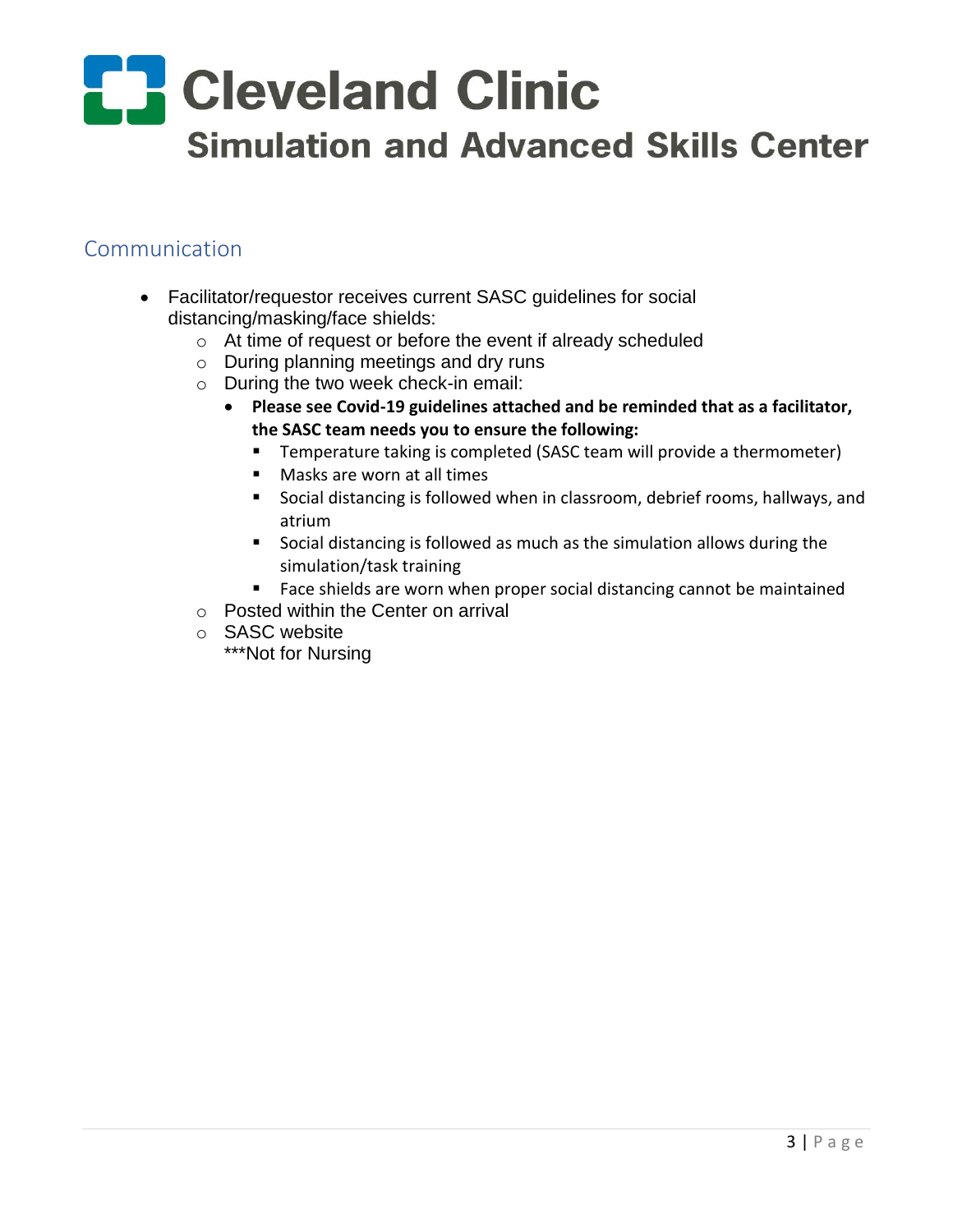# Cleveland Clinic
## Simulation and Advanced Skills Center

## Communication

- Facilitator/requestor receives current SASC guidelines for social distancing/masking/face shields:
    - At time of request or before the event if already scheduled
    - During planning meetings and dry runs
    - During the two week check-in email:
        - **Please see Covid-19 guidelines attached and be reminded that as a facilitator, the SASC team needs you to ensure the following:**
            - Temperature taking is completed (SASC team will provide a thermometer)
            - Masks are worn at all times
            - Social distancing is followed when in classroom, debrief rooms, hallways, and atrium
            - Social distancing is followed as much as the simulation allows during the simulation/task training
            - Face shields are worn when proper social distancing cannot be maintained
    - Posted within the Center on arrival
    - SASC website
      ***Not for Nursing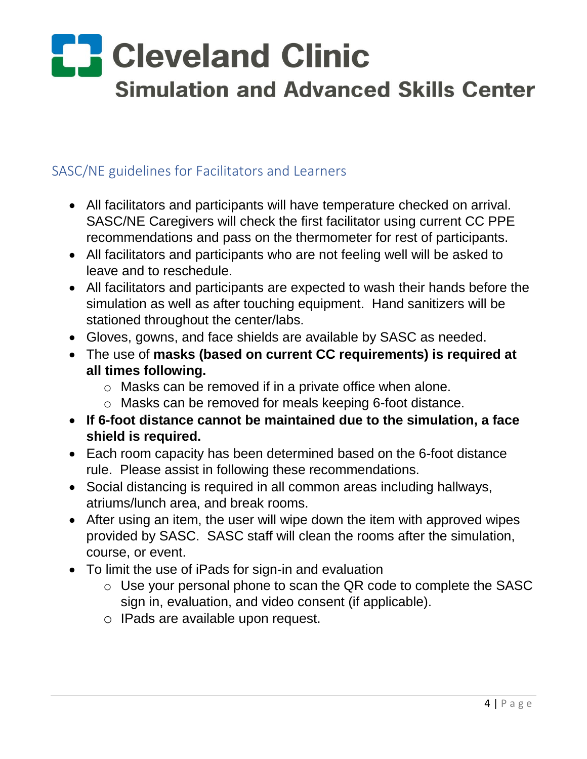# Cleveland Clinic
## Simulation and Advanced Skills Center

### SASC/NE guidelines for Facilitators and Learners

- All facilitators and participants will have temperature checked on arrival. SASC/NE Caregivers will check the first facilitator using current CC PPE recommendations and pass on the thermometer for rest of participants.
- All facilitators and participants who are not feeling well will be asked to leave and to reschedule.
- All facilitators and participants are expected to wash their hands before the simulation as well as after touching equipment. Hand sanitizers will be stationed throughout the center/labs.
- Gloves, gowns, and face shields are available by SASC as needed.
- The use of **masks (based on current CC requirements) is required at all times following.**
    - Masks can be removed if in a private office when alone.
    - Masks can be removed for meals keeping 6-foot distance.
- **If 6-foot distance cannot be maintained due to the simulation, a face shield is required.**
- Each room capacity has been determined based on the 6-foot distance rule. Please assist in following these recommendations.
- Social distancing is required in all common areas including hallways, atriums/lunch area, and break rooms.
- After using an item, the user will wipe down the item with approved wipes provided by SASC. SASC staff will clean the rooms after the simulation, course, or event.
- To limit the use of iPads for sign-in and evaluation
    - Use your personal phone to scan the QR code to complete the SASC sign in, evaluation, and video consent (if applicable).
    - IPads are available upon request.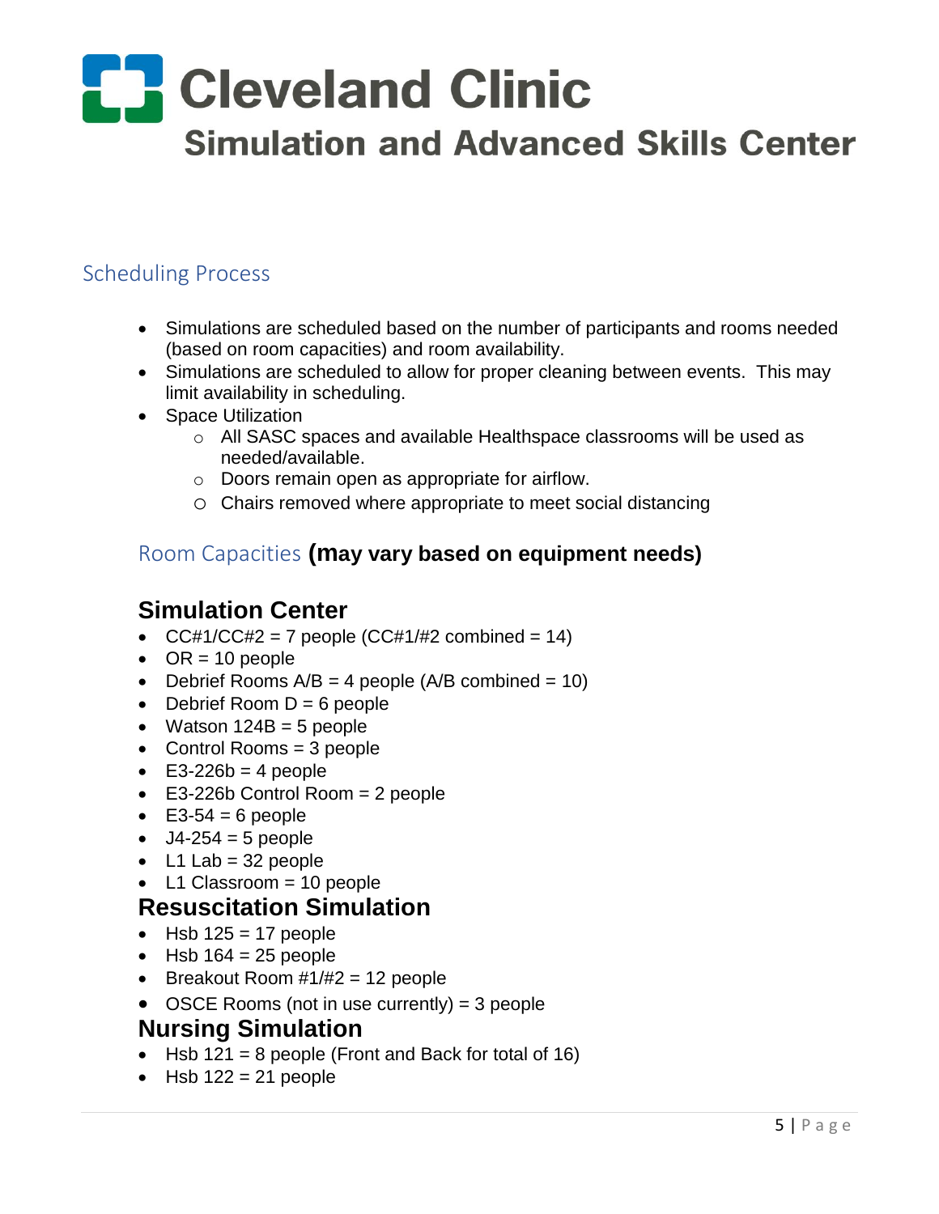# Cleveland Clinic
## Simulation and Advanced Skills Center

### Scheduling Process

- Simulations are scheduled based on the number of participants and rooms needed (based on room capacities) and room availability.
- Simulations are scheduled to allow for proper cleaning between events. This may limit availability in scheduling.
- Space Utilization
  - All SASC spaces and available Healthspace classrooms will be used as needed/available.
  - Doors remain open as appropriate for airflow.
  - Chairs removed where appropriate to meet social distancing

### Room Capacities **(may vary based on equipment needs)**

#### Simulation Center

- CC#1/CC#2 = 7 people (CC#1/#2 combined = 14)
- OR = 10 people
- Debrief Rooms A/B = 4 people (A/B combined = 10)
- Debrief Room D = 6 people
- Watson 124B = 5 people
- Control Rooms = 3 people
- E3-226b = 4 people
- E3-226b Control Room = 2 people
- E3-54 = 6 people
- J4-254 = 5 people
- L1 Lab = 32 people
- L1 Classroom = 10 people

#### Resuscitation Simulation

- Hsb 125 = 17 people
- Hsb 164 = 25 people
- Breakout Room #1/#2 = 12 people
- OSCE Rooms (not in use currently) = 3 people

#### Nursing Simulation

- Hsb 121 = 8 people (Front and Back for total of 16)
- Hsb 122 = 21 people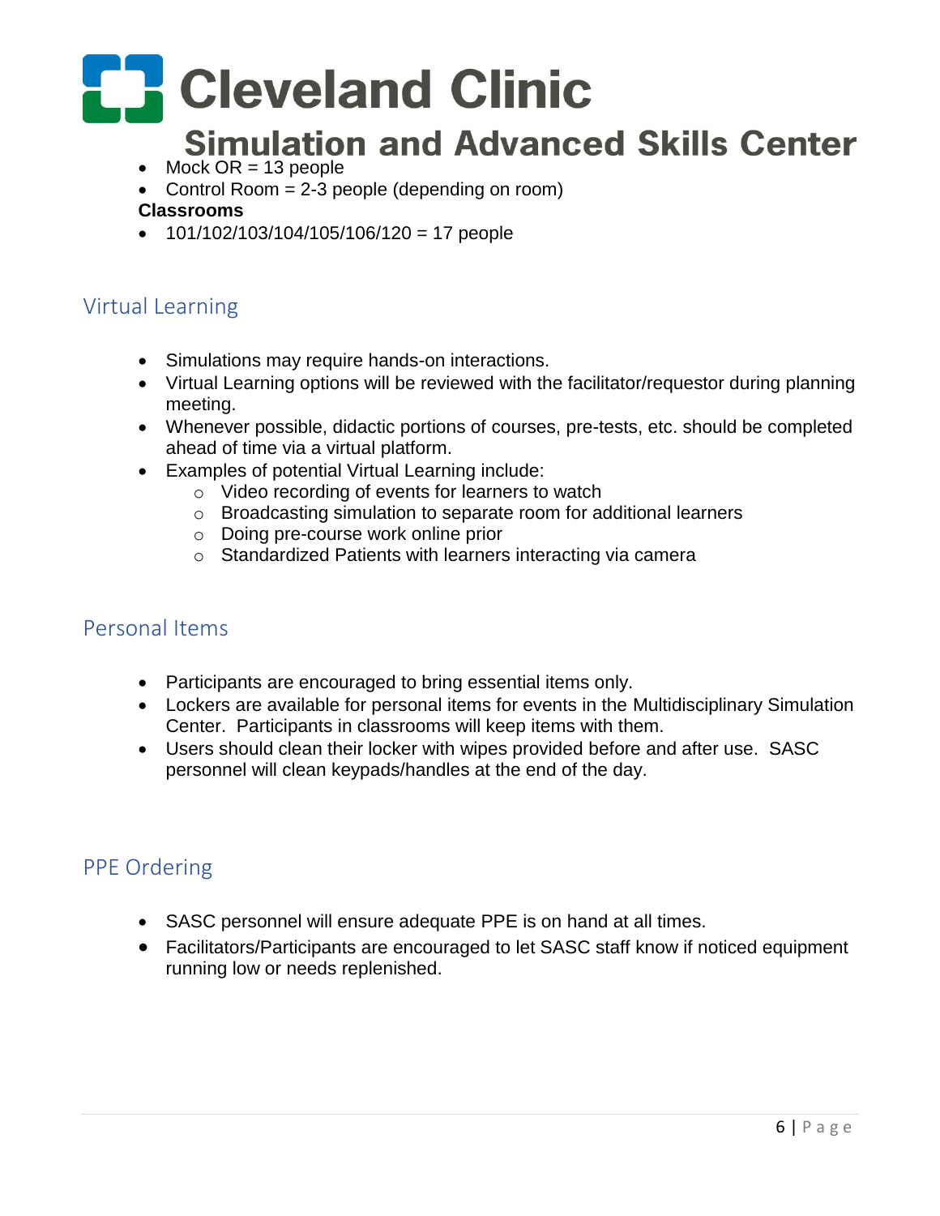- Mock OR = 13 people
- Control Room = 2-3 people (depending on room)

**Classrooms**

- 101/102/103/104/105/106/120 = 17 people

## Virtual Learning

- Simulations may require hands-on interactions.
- Virtual Learning options will be reviewed with the facilitator/requestor during planning meeting.
- Whenever possible, didactic portions of courses, pre-tests, etc. should be completed ahead of time via a virtual platform.
- Examples of potential Virtual Learning include:
  - Video recording of events for learners to watch
  - Broadcasting simulation to separate room for additional learners
  - Doing pre-course work online prior
  - Standardized Patients with learners interacting via camera

## Personal Items

- Participants are encouraged to bring essential items only.
- Lockers are available for personal items for events in the Multidisciplinary Simulation Center. Participants in classrooms will keep items with them.
- Users should clean their locker with wipes provided before and after use. SASC personnel will clean keypads/handles at the end of the day.

## PPE Ordering

- SASC personnel will ensure adequate PPE is on hand at all times.
- Facilitators/Participants are encouraged to let SASC staff know if noticed equipment running low or needs replenished.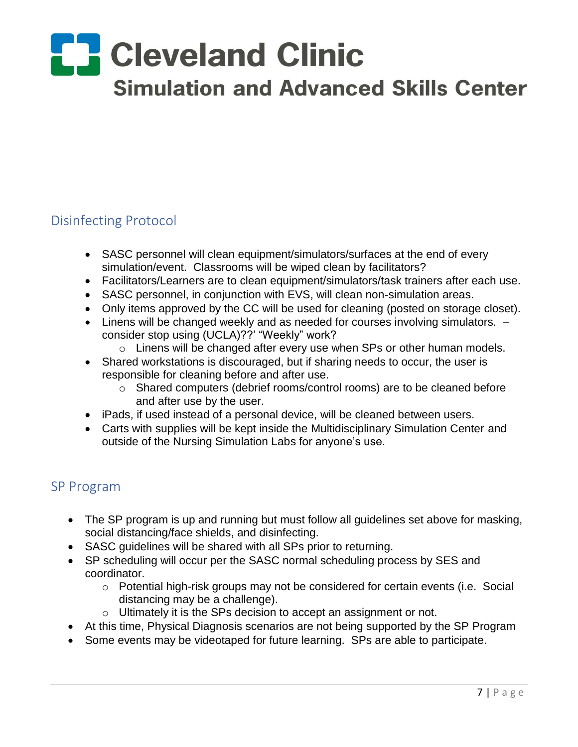Cleveland Clinic
Simulation and Advanced Skills Center

## Disinfecting Protocol

- SASC personnel will clean equipment/simulators/surfaces at the end of every simulation/event. Classrooms will be wiped clean by facilitators?
- Facilitators/Learners are to clean equipment/simulators/task trainers after each use.
- SASC personnel, in conjunction with EVS, will clean non-simulation areas.
- Only items approved by the CC will be used for cleaning (posted on storage closet).
- Linens will be changed weekly and as needed for courses involving simulators. – consider stop using (UCLA)??' "Weekly" work?
    - Linens will be changed after every use when SPs or other human models.
- Shared workstations is discouraged, but if sharing needs to occur, the user is responsible for cleaning before and after use.
    - Shared computers (debrief rooms/control rooms) are to be cleaned before and after use by the user.
- iPads, if used instead of a personal device, will be cleaned between users.
- Carts with supplies will be kept inside the Multidisciplinary Simulation Center and outside of the Nursing Simulation Labs for anyone's use.

## SP Program

- The SP program is up and running but must follow all guidelines set above for masking, social distancing/face shields, and disinfecting.
- SASC guidelines will be shared with all SPs prior to returning.
- SP scheduling will occur per the SASC normal scheduling process by SES and coordinator.
    - Potential high-risk groups may not be considered for certain events (i.e. Social distancing may be a challenge).
    - Ultimately it is the SPs decision to accept an assignment or not.
- At this time, Physical Diagnosis scenarios are not being supported by the SP Program
- Some events may be videotaped for future learning. SPs are able to participate.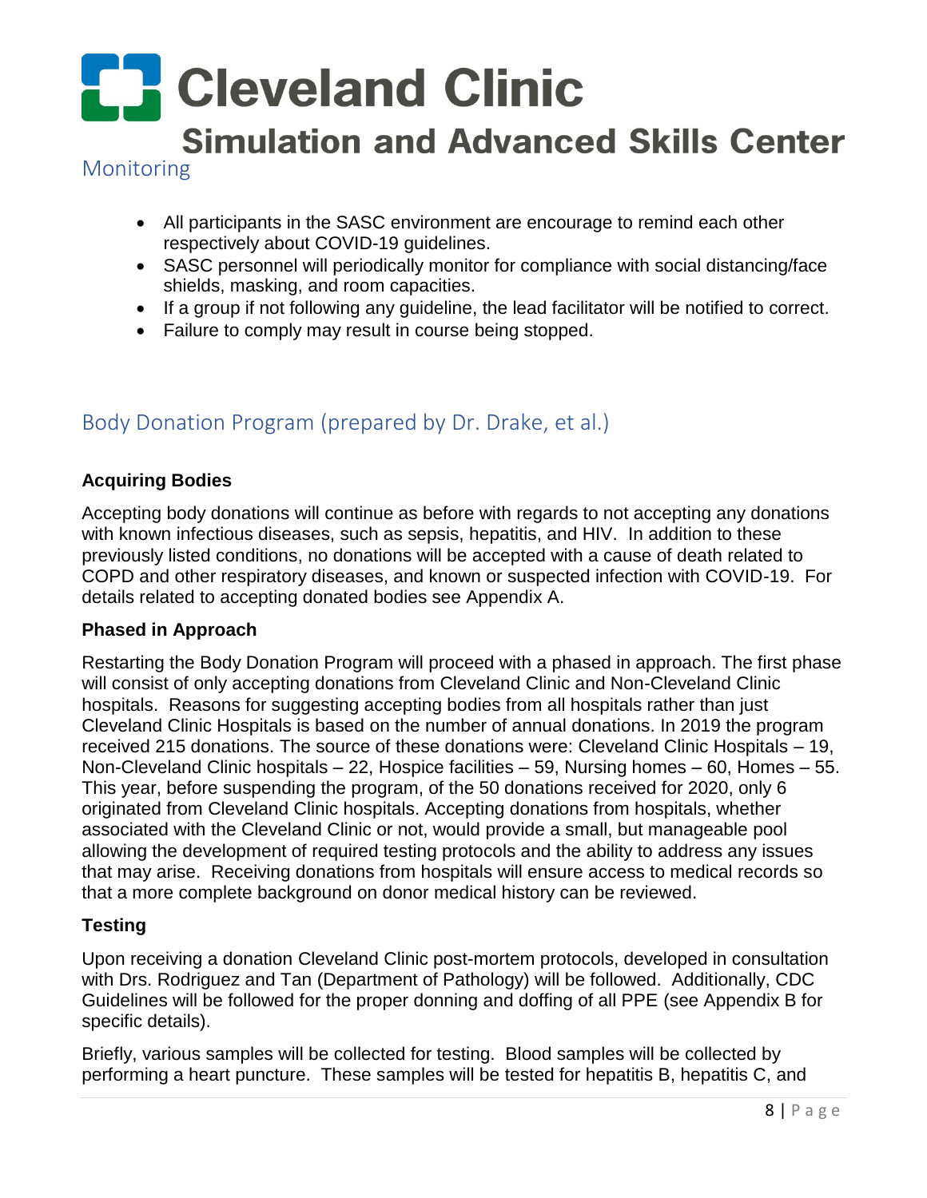## Monitoring

- All participants in the SASC environment are encourage to remind each other respectively about COVID-19 guidelines.
- SASC personnel will periodically monitor for compliance with social distancing/face shields, masking, and room capacities.
- If a group if not following any guideline, the lead facilitator will be notified to correct.
- Failure to comply may result in course being stopped.

## Body Donation Program (prepared by Dr. Drake, et al.)

**Acquiring Bodies**

Accepting body donations will continue as before with regards to not accepting any donations with known infectious diseases, such as sepsis, hepatitis, and HIV. In addition to these previously listed conditions, no donations will be accepted with a cause of death related to COPD and other respiratory diseases, and known or suspected infection with COVID-19. For details related to accepting donated bodies see Appendix A.

**Phased in Approach**

Restarting the Body Donation Program will proceed with a phased in approach. The first phase will consist of only accepting donations from Cleveland Clinic and Non-Cleveland Clinic hospitals. Reasons for suggesting accepting bodies from all hospitals rather than just Cleveland Clinic Hospitals is based on the number of annual donations. In 2019 the program received 215 donations. The source of these donations were: Cleveland Clinic Hospitals – 19, Non-Cleveland Clinic hospitals – 22, Hospice facilities – 59, Nursing homes – 60, Homes – 55. This year, before suspending the program, of the 50 donations received for 2020, only 6 originated from Cleveland Clinic hospitals. Accepting donations from hospitals, whether associated with the Cleveland Clinic or not, would provide a small, but manageable pool allowing the development of required testing protocols and the ability to address any issues that may arise. Receiving donations from hospitals will ensure access to medical records so that a more complete background on donor medical history can be reviewed.

**Testing**

Upon receiving a donation Cleveland Clinic post-mortem protocols, developed in consultation with Drs. Rodriguez and Tan (Department of Pathology) will be followed. Additionally, CDC Guidelines will be followed for the proper donning and doffing of all PPE (see Appendix B for specific details).

Briefly, various samples will be collected for testing. Blood samples will be collected by performing a heart puncture. These samples will be tested for hepatitis B, hepatitis C, and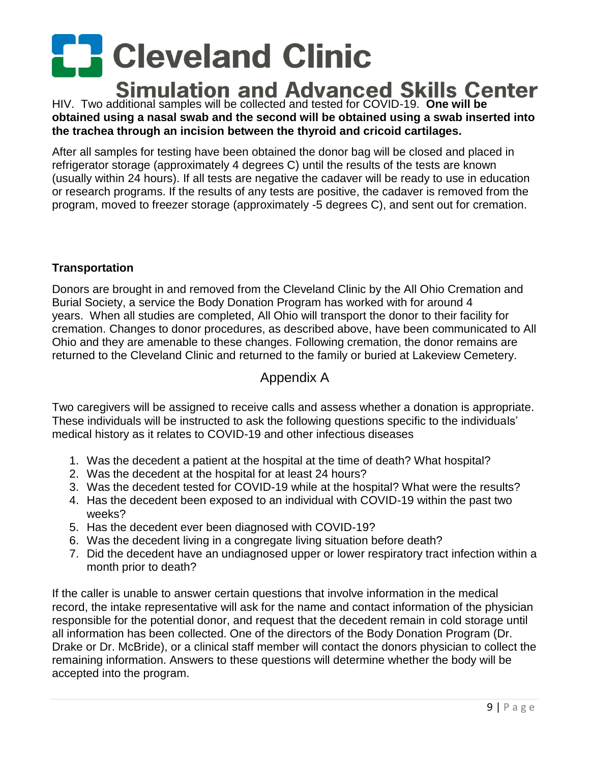HIV. Two additional samples will be collected and tested for COVID-19. **One will be obtained using a nasal swab and the second will be obtained using a swab inserted into the trachea through an incision between the thyroid and cricoid cartilages.**

After all samples for testing have been obtained the donor bag will be closed and placed in refrigerator storage (approximately 4 degrees C) until the results of the tests are known (usually within 24 hours). If all tests are negative the cadaver will be ready to use in education or research programs. If the results of any tests are positive, the cadaver is removed from the program, moved to freezer storage (approximately -5 degrees C), and sent out for cremation.

**Transportation**

Donors are brought in and removed from the Cleveland Clinic by the All Ohio Cremation and Burial Society, a service the Body Donation Program has worked with for around 4 years. When all studies are completed, All Ohio will transport the donor to their facility for cremation. Changes to donor procedures, as described above, have been communicated to All Ohio and they are amenable to these changes. Following cremation, the donor remains are returned to the Cleveland Clinic and returned to the family or buried at Lakeview Cemetery.

## Appendix A

Two caregivers will be assigned to receive calls and assess whether a donation is appropriate. These individuals will be instructed to ask the following questions specific to the individuals' medical history as it relates to COVID-19 and other infectious diseases

1. Was the decedent a patient at the hospital at the time of death? What hospital?
2. Was the decedent at the hospital for at least 24 hours?
3. Was the decedent tested for COVID-19 while at the hospital? What were the results?
4. Has the decedent been exposed to an individual with COVID-19 within the past two weeks?
5. Has the decedent ever been diagnosed with COVID-19?
6. Was the decedent living in a congregate living situation before death?
7. Did the decedent have an undiagnosed upper or lower respiratory tract infection within a month prior to death?

If the caller is unable to answer certain questions that involve information in the medical record, the intake representative will ask for the name and contact information of the physician responsible for the potential donor, and request that the decedent remain in cold storage until all information has been collected. One of the directors of the Body Donation Program (Dr. Drake or Dr. McBride), or a clinical staff member will contact the donors physician to collect the remaining information. Answers to these questions will determine whether the body will be accepted into the program.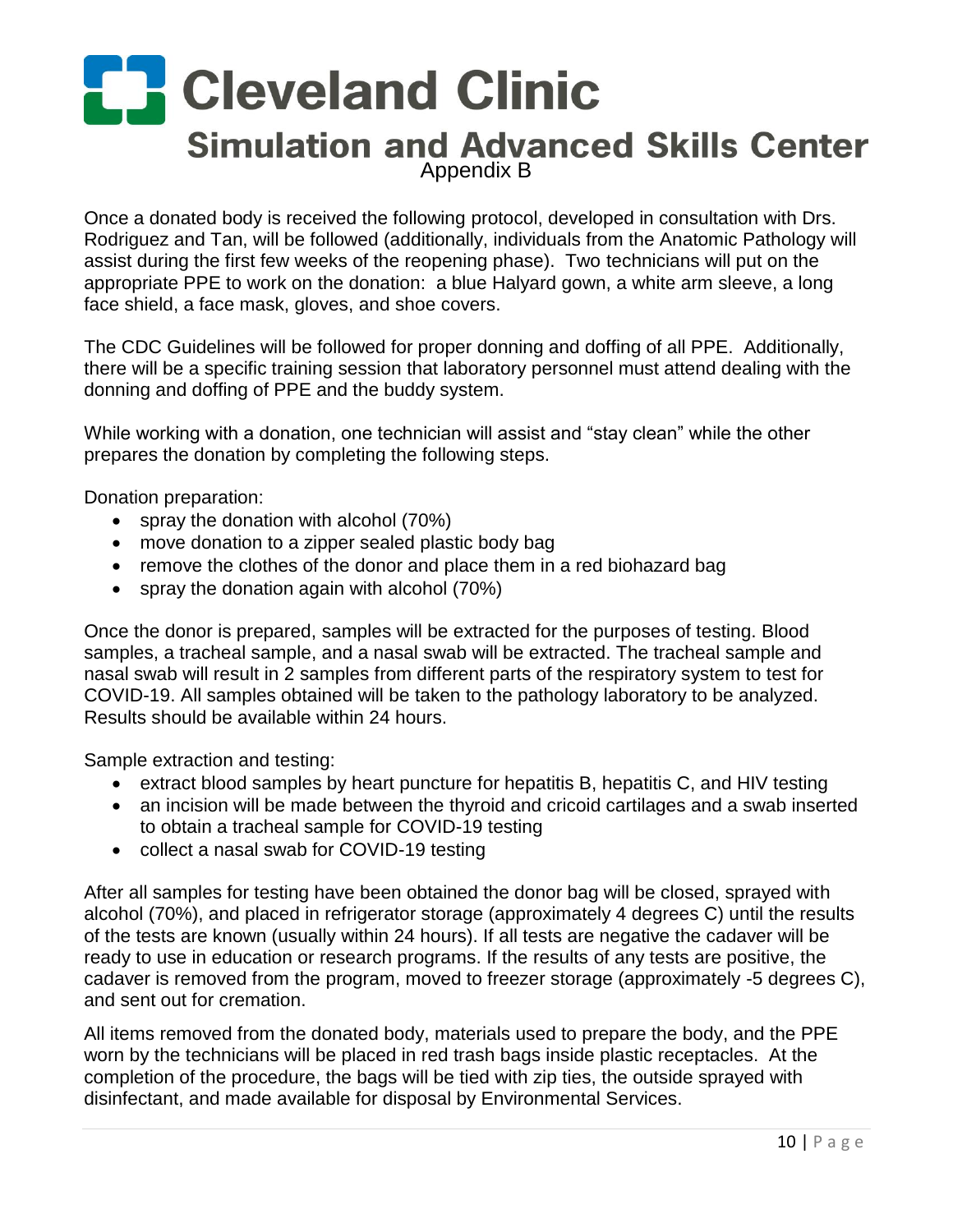# Cleveland Clinic

## Simulation and Advanced Skills Center

Appendix B

Once a donated body is received the following protocol, developed in consultation with Drs. Rodriguez and Tan, will be followed (additionally, individuals from the Anatomic Pathology will assist during the first few weeks of the reopening phase). Two technicians will put on the appropriate PPE to work on the donation: a blue Halyard gown, a white arm sleeve, a long face shield, a face mask, gloves, and shoe covers.

The CDC Guidelines will be followed for proper donning and doffing of all PPE. Additionally, there will be a specific training session that laboratory personnel must attend dealing with the donning and doffing of PPE and the buddy system.

While working with a donation, one technician will assist and "stay clean" while the other prepares the donation by completing the following steps.

Donation preparation:

- spray the donation with alcohol (70%)
- move donation to a zipper sealed plastic body bag
- remove the clothes of the donor and place them in a red biohazard bag
- spray the donation again with alcohol (70%)

Once the donor is prepared, samples will be extracted for the purposes of testing. Blood samples, a tracheal sample, and a nasal swab will be extracted. The tracheal sample and nasal swab will result in 2 samples from different parts of the respiratory system to test for COVID-19. All samples obtained will be taken to the pathology laboratory to be analyzed. Results should be available within 24 hours.

Sample extraction and testing:

- extract blood samples by heart puncture for hepatitis B, hepatitis C, and HIV testing
- an incision will be made between the thyroid and cricoid cartilages and a swab inserted to obtain a tracheal sample for COVID-19 testing
- collect a nasal swab for COVID-19 testing

After all samples for testing have been obtained the donor bag will be closed, sprayed with alcohol (70%), and placed in refrigerator storage (approximately 4 degrees C) until the results of the tests are known (usually within 24 hours). If all tests are negative the cadaver will be ready to use in education or research programs. If the results of any tests are positive, the cadaver is removed from the program, moved to freezer storage (approximately -5 degrees C), and sent out for cremation.

All items removed from the donated body, materials used to prepare the body, and the PPE worn by the technicians will be placed in red trash bags inside plastic receptacles. At the completion of the procedure, the bags will be tied with zip ties, the outside sprayed with disinfectant, and made available for disposal by Environmental Services.